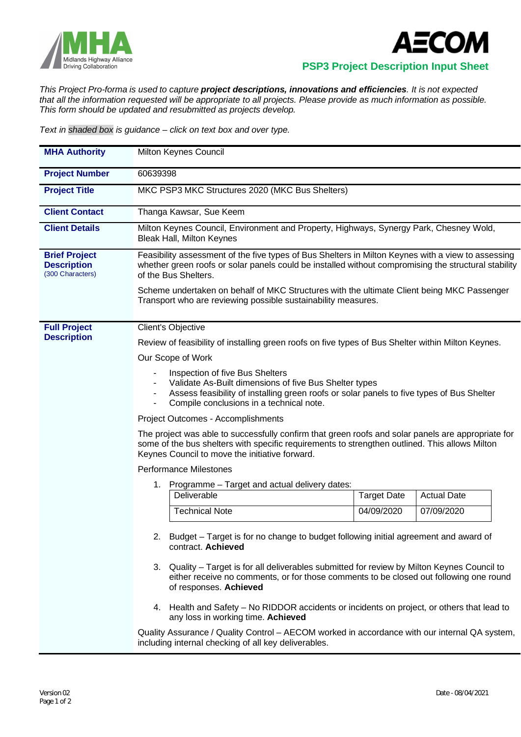# PSP3 Project Description Input Sheet

*This Project Pro-forma is used to capture **project descriptions, innovations and efficiencies**. It is not expected that all the information requested will be appropriate to all projects. Please provide as much information as possible. This form should be updated and resubmitted as projects develop.*

*Text in shaded box is guidance – click on text box and over type.*

| | |
|---|---|
| **MHA Authority** | Milton Keynes Council |
| **Project Number** | 60639398 |
| **Project Title** | MKC PSP3 MKC Structures 2020 (MKC Bus Shelters) |
| **Client Contact** | Thanga Kawsar, Sue Keem |
| **Client Details** | Milton Keynes Council, Environment and Property, Highways, Synergy Park, Chesney Wold, Bleak Hall, Milton Keynes |
| **Brief Project Description** (300 Characters) | Feasibility assessment of the five types of Bus Shelters in Milton Keynes with a view to assessing whether green roofs or solar panels could be installed without compromising the structural stability of the Bus Shelters.<br><br>Scheme undertaken on behalf of MKC Structures with the ultimate Client being MKC Passenger Transport who are reviewing possible sustainability measures. |

**Full Project Description**

Client's Objective

Review of feasibility of installing green roofs on five types of Bus Shelter within Milton Keynes.

Our Scope of Work

- Inspection of five Bus Shelters
- Validate As-Built dimensions of five Bus Shelter types
- Assess feasibility of installing green roofs or solar panels to five types of Bus Shelter
- Compile conclusions in a technical note.

Project Outcomes - Accomplishments

The project was able to successfully confirm that green roofs and solar panels are appropriate for some of the bus shelters with specific requirements to strengthen outlined. This allows Milton Keynes Council to move the initiative forward.

Performance Milestones

1. Programme – Target and actual delivery dates:

| Deliverable | Target Date | Actual Date |
|---|---|---|
| Technical Note | 04/09/2020 | 07/09/2020 |

2. Budget – Target is for no change to budget following initial agreement and award of contract. **Achieved**

3. Quality – Target is for all deliverables submitted for review by Milton Keynes Council to either receive no comments, or for those comments to be closed out following one round of responses. **Achieved**

4. Health and Safety – No RIDDOR accidents or incidents on project, or others that lead to any loss in working time. **Achieved**

Quality Assurance / Quality Control – AECOM worked in accordance with our internal QA system, including internal checking of all key deliverables.

Version 02

Date - 08/04/2021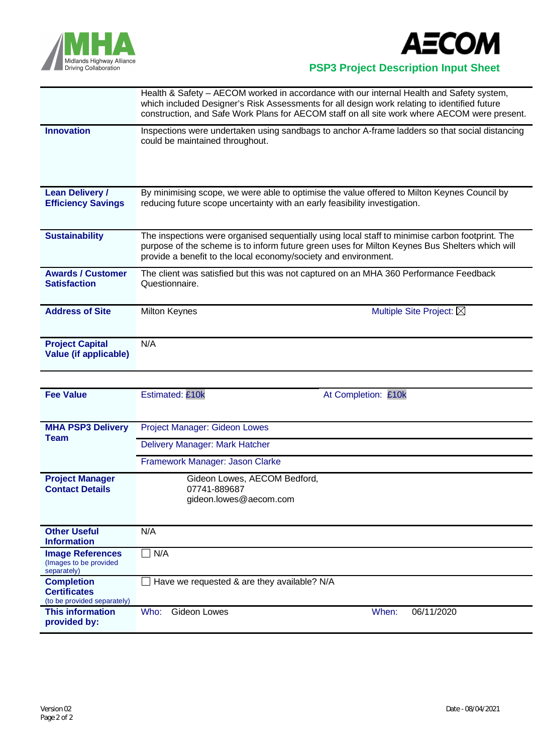**PSP3 Project Description Input Sheet**

| | | |
|---|---|---|
| | Health & Safety – AECOM worked in accordance with our internal Health and Safety system, which included Designer's Risk Assessments for all design work relating to identified future construction, and Safe Work Plans for AECOM staff on all site work where AECOM were present. | |
| **Innovation** | Inspections were undertaken using sandbags to anchor A-frame ladders so that social distancing could be maintained throughout. | |
| **Lean Delivery / Efficiency Savings** | By minimising scope, we were able to optimise the value offered to Milton Keynes Council by reducing future scope uncertainty with an early feasibility investigation. | |
| **Sustainability** | The inspections were organised sequentially using local staff to minimise carbon footprint. The purpose of the scheme is to inform future green uses for Milton Keynes Bus Shelters which will provide a benefit to the local economy/society and environment. | |
| **Awards / Customer Satisfaction** | The client was satisfied but this was not captured on an MHA 360 Performance Feedback Questionnaire. | |
| **Address of Site** | Milton Keynes | Multiple Site Project: ☒ |
| **Project Capital Value (if applicable)** | N/A | |

| | | |
|---|---|---|
| **Fee Value** | Estimated: £10k | At Completion: £10k |
| **MHA PSP3 Delivery Team** | Project Manager: Gideon Lowes | |
| | Delivery Manager: Mark Hatcher | |
| | Framework Manager: Jason Clarke | |
| **Project Manager Contact Details** | Gideon Lowes, AECOM Bedford,<br>07741-889687<br>gideon.lowes@aecom.com | |
| **Other Useful Information** | N/A | |
| **Image References** (Images to be provided separately) | ☐ N/A | |
| **Completion Certificates** (to be provided separately) | ☐ Have we requested & are they available? N/A | |
| **This information provided by:** | Who: Gideon Lowes | When: 06/11/2020 |

Version 02

Date - 08/04/2021